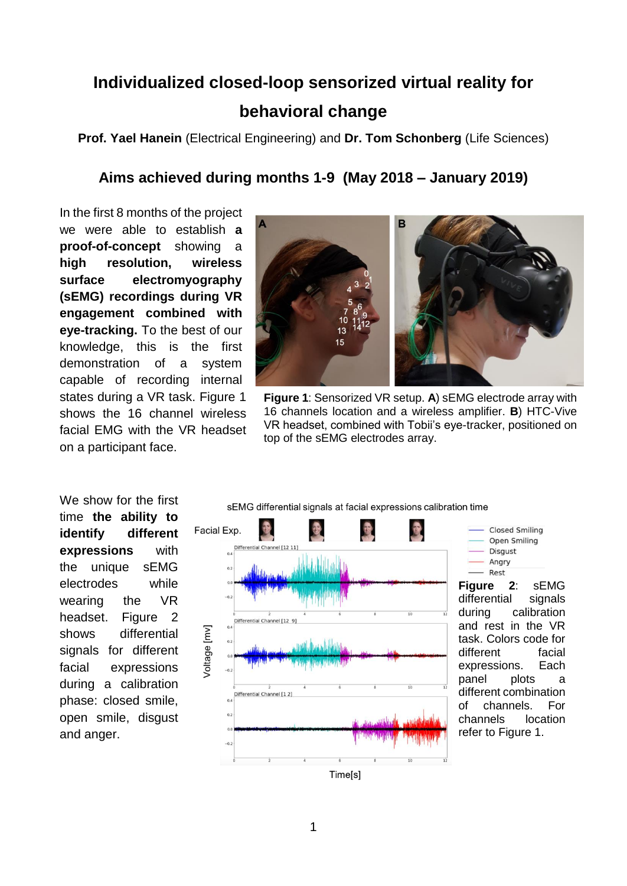# Individualized closed-loop sensorized virtual reality for behavioral change

**Prof. Yael Hanein** (Electrical Engineering) and **Dr. Tom Schonberg** (Life Sciences)

## Aims achieved during months 1-9 (May 2018 – January 2019)

In the first 8 months of the project we were able to establish **a proof-of-concept** showing a **high resolution, wireless surface electromyography (sEMG) recordings during VR engagement combined with eye-tracking.** To the best of our knowledge, this is the first demonstration of a system capable of recording internal states during a VR task. Figure 1 shows the 16 channel wireless facial EMG with the VR headset on a participant face.

**Figure 1**: Sensorized VR setup. **A**) sEMG electrode array with 16 channels location and a wireless amplifier. **B**) HTC-Vive VR headset, combined with Tobii's eye-tracker, positioned on top of the sEMG electrodes array.

We show for the first time **the ability to identify different expressions** with the unique sEMG electrodes while wearing the VR headset. Figure 2 shows differential signals for different facial expressions during a calibration phase: closed smile, open smile, disgust and anger.

**Figure 2**: sEMG differential signals during calibration and rest in the VR task. Colors code for different facial expressions. Each panel plots a different combination of channels. For channels location refer to Figure 1.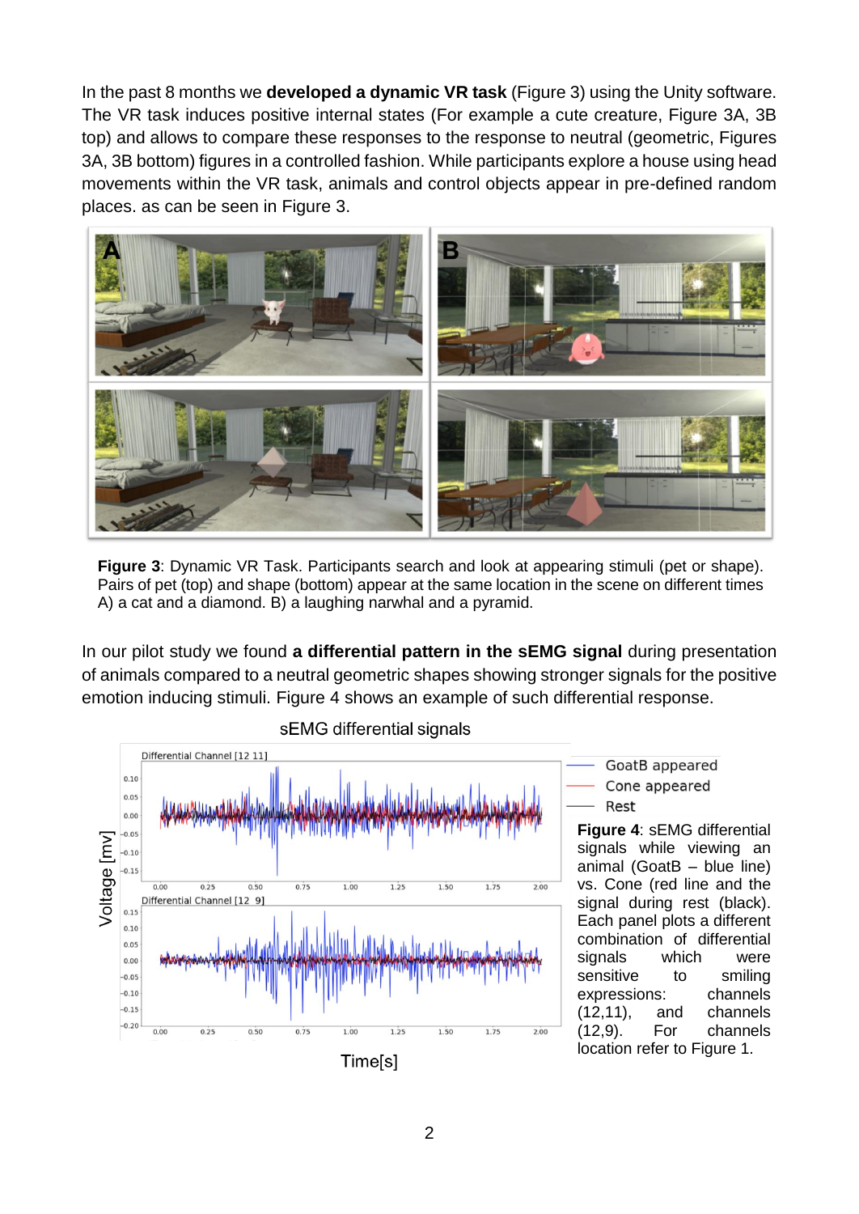In the past 8 months we **developed a dynamic VR task** (Figure 3) using the Unity software. The VR task induces positive internal states (For example a cute creature, Figure 3A, 3B top) and allows to compare these responses to the response to neutral (geometric, Figures 3A, 3B bottom) figures in a controlled fashion. While participants explore a house using head movements within the VR task, animals and control objects appear in pre-defined random places. as can be seen in Figure 3.

**Figure 3**: Dynamic VR Task. Participants search and look at appearing stimuli (pet or shape). Pairs of pet (top) and shape (bottom) appear at the same location in the scene on different times A) a cat and a diamond. B) a laughing narwhal and a pyramid.

In our pilot study we found **a differential pattern in the sEMG signal** during presentation of animals compared to a neutral geometric shapes showing stronger signals for the positive emotion inducing stimuli. Figure 4 shows an example of such differential response.

**Figure 4**: sEMG differential signals while viewing an animal (GoatB – blue line) vs. Cone (red line and the signal during rest (black). Each panel plots a different combination of differential signals which were sensitive to smiling expressions: channels (12,11), and channels (12,9). For channels location refer to Figure 1.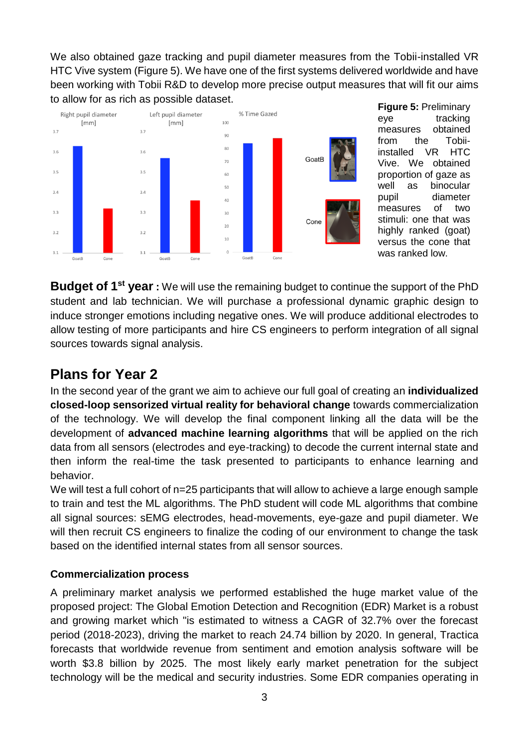We also obtained gaze tracking and pupil diameter measures from the Tobii-installed VR HTC Vive system (Figure 5). We have one of the first systems delivered worldwide and have been working with Tobii R&D to develop more precise output measures that will fit our aims to allow for as rich as possible dataset.

**Figure 5:** Preliminary eye tracking measures obtained from the Tobii-installed VR HTC Vive. We obtained proportion of gaze as well as binocular pupil diameter measures of two stimuli: one that was highly ranked (goat) versus the cone that was ranked low.

**Budget of 1[st] year :** We will use the remaining budget to continue the support of the PhD student and lab technician. We will purchase a professional dynamic graphic design to induce stronger emotions including negative ones. We will produce additional electrodes to allow testing of more participants and hire CS engineers to perform integration of all signal sources towards signal analysis.

## Plans for Year 2

In the second year of the grant we aim to achieve our full goal of creating an **individualized closed-loop sensorized virtual reality for behavioral change** towards commercialization of the technology. We will develop the final component linking all the data will be the development of **advanced machine learning algorithms** that will be applied on the rich data from all sensors (electrodes and eye-tracking) to decode the current internal state and then inform the real-time the task presented to participants to enhance learning and behavior.

We will test a full cohort of n=25 participants that will allow to achieve a large enough sample to train and test the ML algorithms. The PhD student will code ML algorithms that combine all signal sources: sEMG electrodes, head-movements, eye-gaze and pupil diameter. We will then recruit CS engineers to finalize the coding of our environment to change the task based on the identified internal states from all sensor sources.

### Commercialization process

A preliminary market analysis we performed established the huge market value of the proposed project: The Global Emotion Detection and Recognition (EDR) Market is a robust and growing market which "is estimated to witness a CAGR of 32.7% over the forecast period (2018-2023), driving the market to reach 24.74 billion by 2020. In general, Tractica forecasts that worldwide revenue from sentiment and emotion analysis software will be worth $3.8 billion by 2025. The most likely early market penetration for the subject technology will be the medical and security industries. Some EDR companies operating in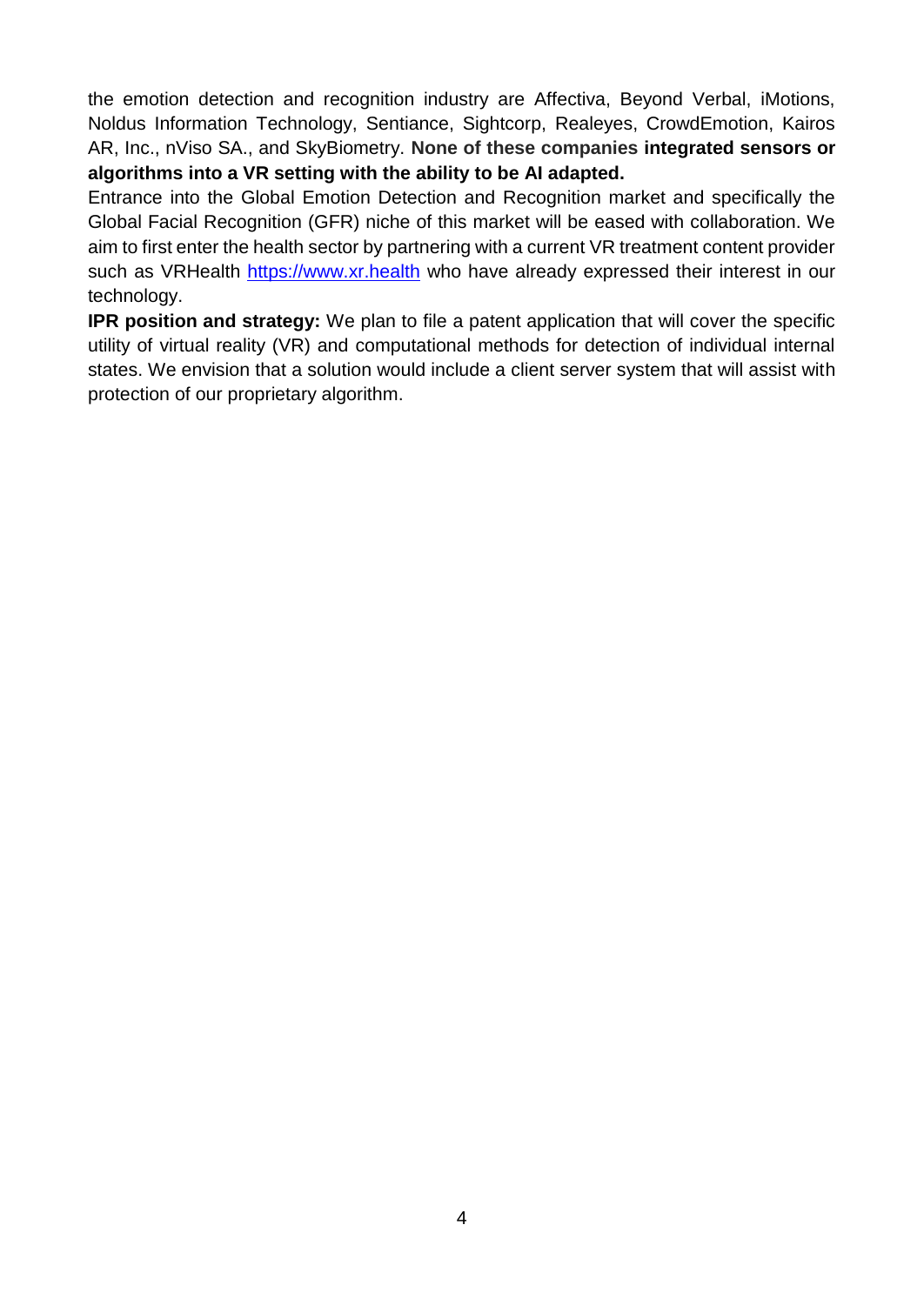the emotion detection and recognition industry are Affectiva, Beyond Verbal, iMotions, Noldus Information Technology, Sentiance, Sightcorp, Realeyes, CrowdEmotion, Kairos AR, Inc., nViso SA., and SkyBiometry. **None of these companies integrated sensors or algorithms into a VR setting with the ability to be AI adapted.**

Entrance into the Global Emotion Detection and Recognition market and specifically the Global Facial Recognition (GFR) niche of this market will be eased with collaboration. We aim to first enter the health sector by partnering with a current VR treatment content provider such as VRHealth [https://www.xr.health](https://www.xr.health) who have already expressed their interest in our technology.

**IPR position and strategy:** We plan to file a patent application that will cover the specific utility of virtual reality (VR) and computational methods for detection of individual internal states. We envision that a solution would include a client server system that will assist with protection of our proprietary algorithm.